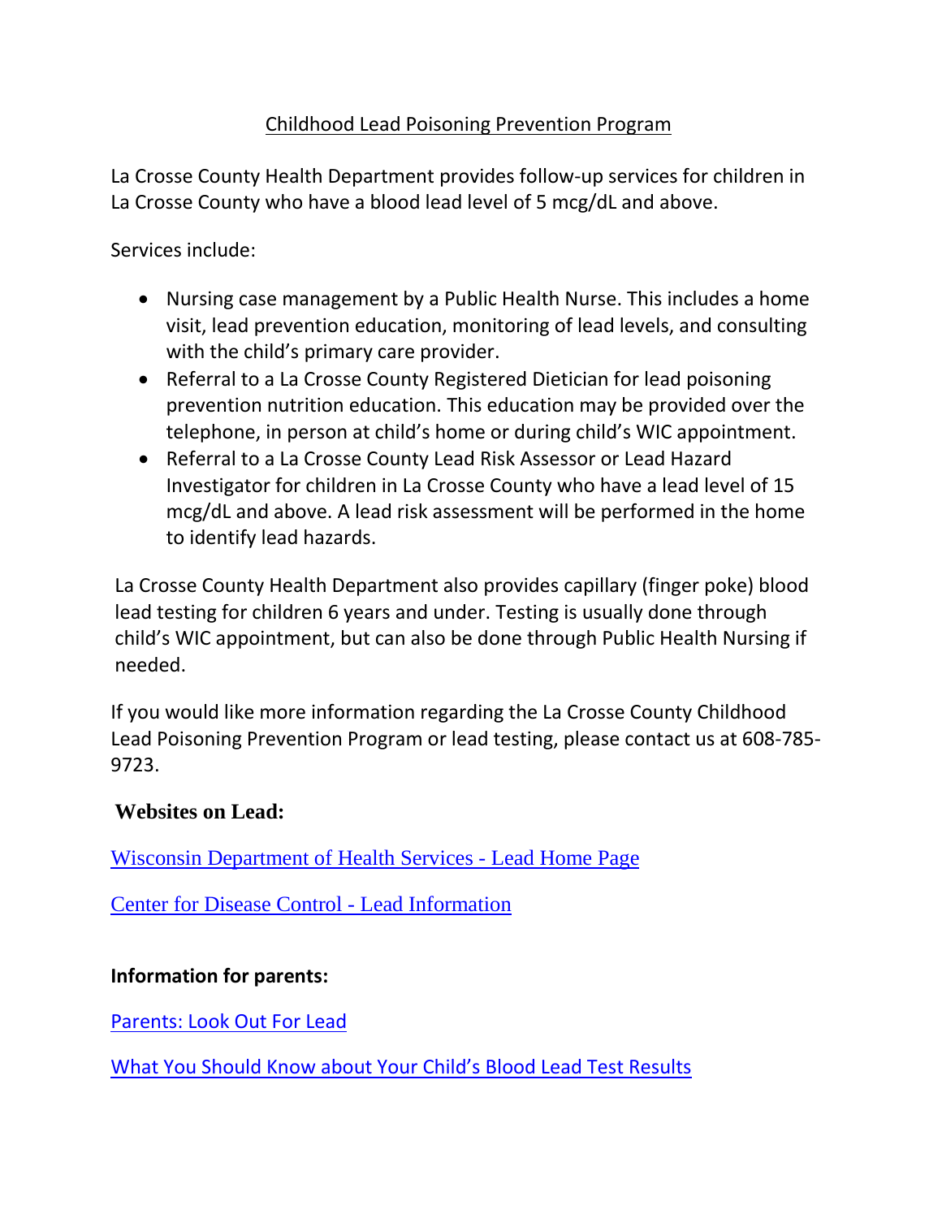# Childhood Lead Poisoning Prevention Program

La Crosse County Health Department provides follow-up services for children in La Crosse County who have a blood lead level of 5 mcg/dL and above.

Services include:

- Nursing case management by a Public Health Nurse. This includes a home visit, lead prevention education, monitoring of lead levels, and consulting with the child's primary care provider.
- Referral to a La Crosse County Registered Dietician for lead poisoning prevention nutrition education. This education may be provided over the telephone, in person at child's home or during child's WIC appointment.
- Referral to a La Crosse County Lead Risk Assessor or Lead Hazard Investigator for children in La Crosse County who have a lead level of 15 mcg/dL and above. A lead risk assessment will be performed in the home to identify lead hazards.

La Crosse County Health Department also provides capillary (finger poke) blood lead testing for children 6 years and under. Testing is usually done through child's WIC appointment, but can also be done through Public Health Nursing if needed.

If you would like more information regarding the La Crosse County Childhood Lead Poisoning Prevention Program or lead testing, please contact us at 608-785-9723.

## Websites on Lead:

Wisconsin Department of Health Services - Lead Home Page

Center for Disease Control - Lead Information

**Information for parents:**

Parents: Look Out For Lead

What You Should Know about Your Child's Blood Lead Test Results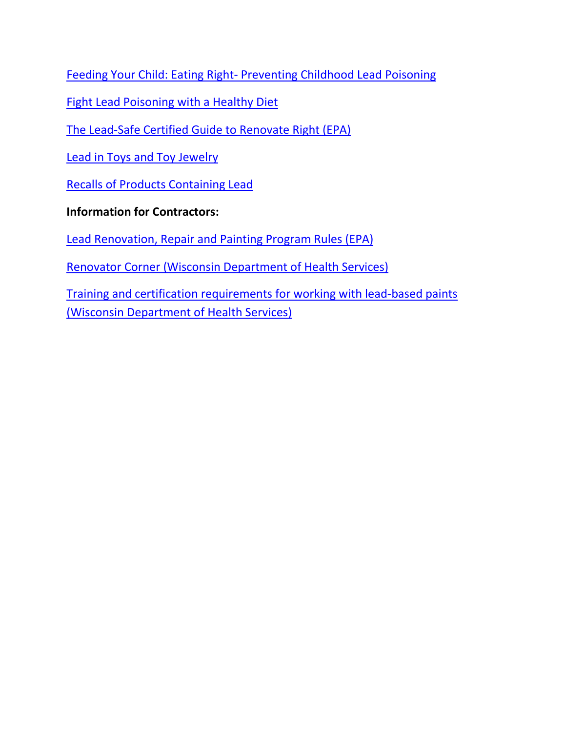Feeding Your Child: Eating Right- Preventing Childhood Lead Poisoning

Fight Lead Poisoning with a Healthy Diet

The Lead-Safe Certified Guide to Renovate Right (EPA)

Lead in Toys and Toy Jewelry

Recalls of Products Containing Lead

**Information for Contractors:**

Lead Renovation, Repair and Painting Program Rules (EPA)

Renovator Corner (Wisconsin Department of Health Services)

Training and certification requirements for working with lead-based paints (Wisconsin Department of Health Services)